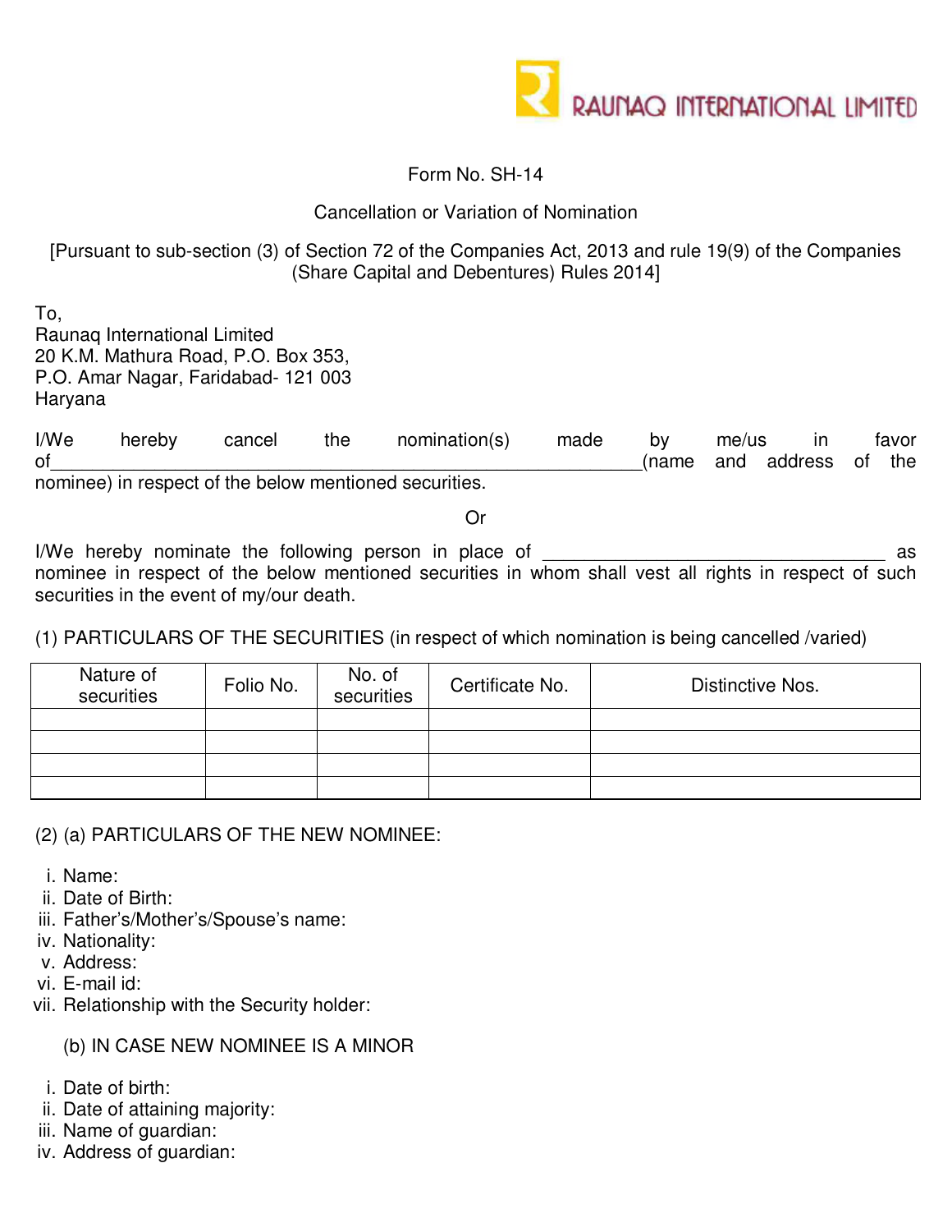RAUNAQ INTERNATIONAL LIMITED

Form No. SH-14

Cancellation or Variation of Nomination

[Pursuant to sub-section (3) of Section 72 of the Companies Act, 2013 and rule 19(9) of the Companies (Share Capital and Debentures) Rules 2014]

To,
Raunaq International Limited
20 K.M. Mathura Road, P.O. Box 353,
P.O. Amar Nagar, Faridabad- 121 003
Haryana

I/We hereby cancel the nomination(s) made by me/us in favor of\_\_\_\_\_\_\_\_\_\_\_\_\_\_\_\_\_\_\_\_\_\_\_\_\_\_\_\_\_\_\_\_\_\_\_\_\_\_\_\_\_\_\_\_\_\_\_\_\_\_(name and address of the nominee) in respect of the below mentioned securities.

Or

I/We hereby nominate the following person in place of \_\_\_\_\_\_\_\_\_\_\_\_\_\_\_\_\_\_\_\_\_\_\_\_\_\_\_\_\_\_\_\_\_ as nominee in respect of the below mentioned securities in whom shall vest all rights in respect of such securities in the event of my/our death.

(1) PARTICULARS OF THE SECURITIES (in respect of which nomination is being cancelled /varied)

| Nature of securities | Folio No. | No. of securities | Certificate No. | Distinctive Nos. |
|---|---|---|---|---|
| | | | | |
| | | | | |
| | | | | |
| | | | | |

(2) (a) PARTICULARS OF THE NEW NOMINEE:

i. Name:
ii. Date of Birth:
iii. Father's/Mother's/Spouse's name:
iv. Nationality:
v. Address:
vi. E-mail id:
vii. Relationship with the Security holder:

(b) IN CASE NEW NOMINEE IS A MINOR

i. Date of birth:
ii. Date of attaining majority:
iii. Name of guardian:
iv. Address of guardian: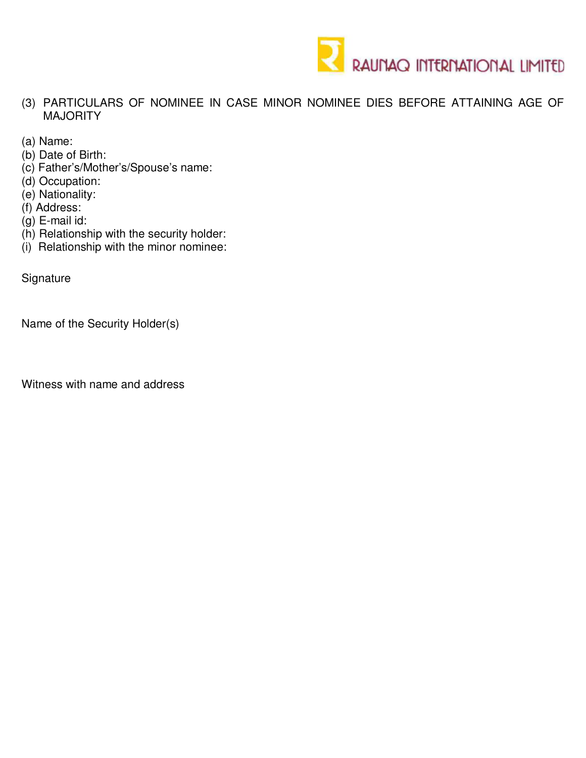RAUNAQ INTERNATIONAL LIMITED

(3) PARTICULARS OF NOMINEE IN CASE MINOR NOMINEE DIES BEFORE ATTAINING AGE OF MAJORITY

(a) Name:
(b) Date of Birth:
(c) Father's/Mother's/Spouse's name:
(d) Occupation:
(e) Nationality:
(f) Address:
(g) E-mail id:
(h) Relationship with the security holder:
(i) Relationship with the minor nominee:

Signature

Name of the Security Holder(s)

Witness with name and address